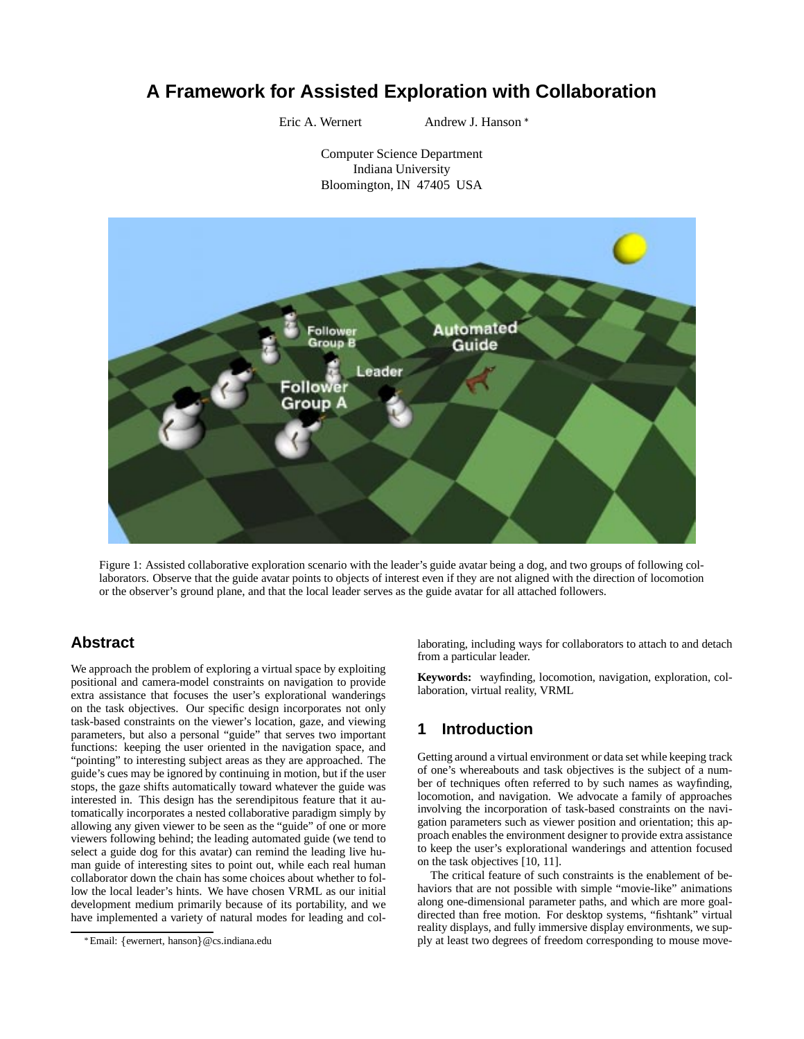# A Framework for Assisted Exploration with Collaboration

Eric A. Wernert Andrew J. Hanson *

Computer Science Department
Indiana University
Bloomington, IN 47405 USA

Figure 1: Assisted collaborative exploration scenario with the leader's guide avatar being a dog, and two groups of following collaborators. Observe that the guide avatar points to objects of interest even if they are not aligned with the direction of locomotion or the observer's ground plane, and that the local leader serves as the guide avatar for all attached followers.

## Abstract

We approach the problem of exploring a virtual space by exploiting positional and camera-model constraints on navigation to provide extra assistance that focuses the user's explorational wanderings on the task objectives. Our specific design incorporates not only task-based constraints on the viewer's location, gaze, and viewing parameters, but also a personal "guide" that serves two important functions: keeping the user oriented in the navigation space, and "pointing" to interesting subject areas as they are approached. The guide's cues may be ignored by continuing in motion, but if the user stops, the gaze shifts automatically toward whatever the guide was interested in. This design has the serendipitous feature that it automatically incorporates a nested collaborative paradigm simply by allowing any given viewer to be seen as the "guide" of one or more viewers following behind; the leading automated guide (we tend to select a guide dog for this avatar) can remind the leading live human guide of interesting sites to point out, while each real human collaborator down the chain has some choices about whether to follow the local leader's hints. We have chosen VRML as our initial development medium primarily because of its portability, and we have implemented a variety of natural modes for leading and collaborating, including ways for collaborators to attach to and detach from a particular leader.

**Keywords:** wayfinding, locomotion, navigation, exploration, collaboration, virtual reality, VRML

## 1 Introduction

Getting around a virtual environment or data set while keeping track of one's whereabouts and task objectives is the subject of a number of techniques often referred to by such names as wayfinding, locomotion, and navigation. We advocate a family of approaches involving the incorporation of task-based constraints on the navigation parameters such as viewer position and orientation; this approach enables the environment designer to provide extra assistance to keep the user's explorational wanderings and attention focused on the task objectives [10, 11].

The critical feature of such constraints is the enablement of behaviors that are not possible with simple "movie-like" animations along one-dimensional parameter paths, and which are more goal-directed than free motion. For desktop systems, "fishtank" virtual reality displays, and fully immersive display environments, we supply at least two degrees of freedom corresponding to mouse move-

*Email: {ewernert, hanson}@cs.indiana.edu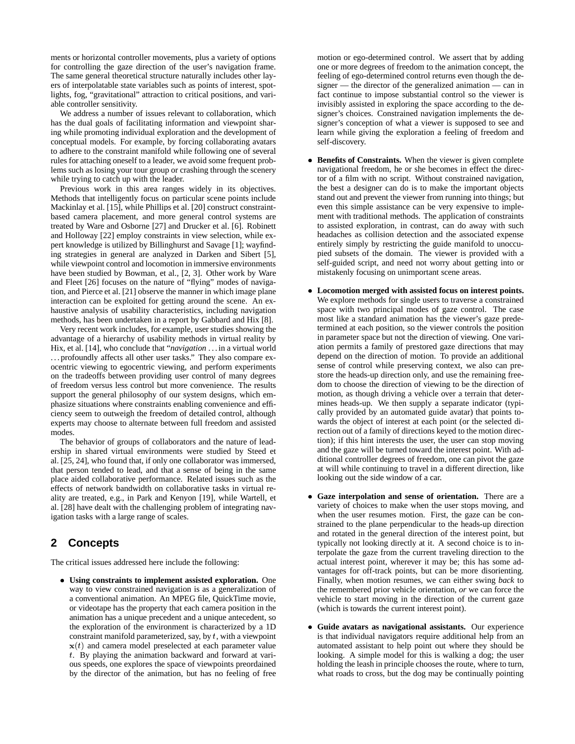ments or horizontal controller movements, plus a variety of options for controlling the gaze direction of the user's navigation frame. The same general theoretical structure naturally includes other layers of interpolatable state variables such as points of interest, spotlights, fog, "gravitational" attraction to critical positions, and variable controller sensitivity.

We address a number of issues relevant to collaboration, which has the dual goals of facilitating information and viewpoint sharing while promoting individual exploration and the development of conceptual models. For example, by forcing collaborating avatars to adhere to the constraint manifold while following one of several rules for attaching oneself to a leader, we avoid some frequent problems such as losing your tour group or crashing through the scenery while trying to catch up with the leader.

Previous work in this area ranges widely in its objectives. Methods that intelligently focus on particular scene points include Mackinlay et al. [15], while Phillips et al. [20] construct constraint-based camera placement, and more general control systems are treated by Ware and Osborne [27] and Drucker et al. [6]. Robinett and Holloway [22] employ constraints in view selection, while expert knowledge is utilized by Billinghurst and Savage [1]; wayfinding strategies in general are analyzed in Darken and Sibert [5], while viewpoint control and locomotion in immersive environments have been studied by Bowman, et al., [2, 3]. Other work by Ware and Fleet [26] focuses on the nature of "flying" modes of navigation, and Pierce et al. [21] observe the manner in which image plane interaction can be exploited for getting around the scene. An exhaustive analysis of usability characteristics, including navigation methods, has been undertaken in a report by Gabbard and Hix [8].

Very recent work includes, for example, user studies showing the advantage of a hierarchy of usability methods in virtual reality by Hix, et al. [14], who conclude that "*navigation* . . . in a virtual world . . . profoundly affects all other user tasks." They also compare exocentric viewing to egocentric viewing, and perform experiments on the tradeoffs between providing user control of many degrees of freedom versus less control but more convenience. The results support the general philosophy of our system designs, which emphasize situations where constraints enabling convenience and efficiency seem to outweigh the freedom of detailed control, although experts may choose to alternate between full freedom and assisted modes.

The behavior of groups of collaborators and the nature of leadership in shared virtual environments were studied by Steed et al. [25, 24], who found that, if only one collaborator was immersed, that person tended to lead, and that a sense of being in the same place aided collaborative performance. Related issues such as the effects of network bandwidth on collaborative tasks in virtual reality are treated, e.g., in Park and Kenyon [19], while Wartell, et al. [28] have dealt with the challenging problem of integrating navigation tasks with a large range of scales.

## 2 Concepts

The critical issues addressed here include the following:

- **Using constraints to implement assisted exploration.** One way to view constrained navigation is as a generalization of a conventional animation. An MPEG file, QuickTime movie, or videotape has the property that each camera position in the animation has a unique precedent and a unique antecedent, so the exploration of the environment is characterized by a 1D constraint manifold parameterized, say, by $t$, with a viewpoint $\mathbf{x}(t)$ and camera model preselected at each parameter value $t$. By playing the animation backward and forward at various speeds, one explores the space of viewpoints preordained by the director of the animation, but has no feeling of free motion or ego-determined control. We assert that by adding one or more degrees of freedom to the animation concept, the feeling of ego-determined control returns even though the designer — the director of the generalized animation — can in fact continue to impose substantial control so the viewer is invisibly assisted in exploring the space according to the designer's choices. Constrained navigation implements the designer's conception of what a viewer is supposed to see and learn while giving the exploration a feeling of freedom and self-discovery.

- **Benefits of Constraints.** When the viewer is given complete navigational freedom, he or she becomes in effect the director of a film with no script. Without constrained navigation, the best a designer can do is to make the important objects stand out and prevent the viewer from running into things; but even this simple assistance can be very expensive to implement with traditional methods. The application of constraints to assisted exploration, in contrast, can do away with such headaches as collision detection and the associated expense entirely simply by restricting the guide manifold to unoccupied subsets of the domain. The viewer is provided with a self-guided script, and need not worry about getting into or mistakenly focusing on unimportant scene areas.

- **Locomotion merged with assisted focus on interest points.** We explore methods for single users to traverse a constrained space with two principal modes of gaze control. The case most like a standard animation has the viewer's gaze predetermined at each position, so the viewer controls the position in parameter space but not the direction of viewing. One variation permits a family of prestored gaze directions that may depend on the direction of motion. To provide an additional sense of control while preserving context, we also can prestore the heads-up direction only, and use the remaining freedom to choose the direction of viewing to be the direction of motion, as though driving a vehicle over a terrain that determines heads-up. We then supply a separate indicator (typically provided by an automated guide avatar) that points towards the object of interest at each point (or the selected direction out of a family of directions keyed to the motion direction); if this hint interests the user, the user can stop moving and the gaze will be turned toward the interest point. With additional controller degrees of freedom, one can pivot the gaze at will while continuing to travel in a different direction, like looking out the side window of a car.

- **Gaze interpolation and sense of orientation.** There are a variety of choices to make when the user stops moving, and when the user resumes motion. First, the gaze can be constrained to the plane perpendicular to the heads-up direction and rotated in the general direction of the interest point, but typically not looking directly at it. A second choice is to interpolate the gaze from the current traveling direction to the actual interest point, wherever it may be; this has some advantages for off-track points, but can be more disorienting. Finally, when motion resumes, we can either swing *back* to the remembered prior vehicle orientation, *or* we can force the vehicle to start moving in the direction of the current gaze (which is towards the current interest point).

- **Guide avatars as navigational assistants.** Our experience is that individual navigators require additional help from an automated assistant to help point out where they should be looking. A simple model for this is walking a dog; the user holding the leash in principle chooses the route, where to turn, what roads to cross, but the dog may be continually pointing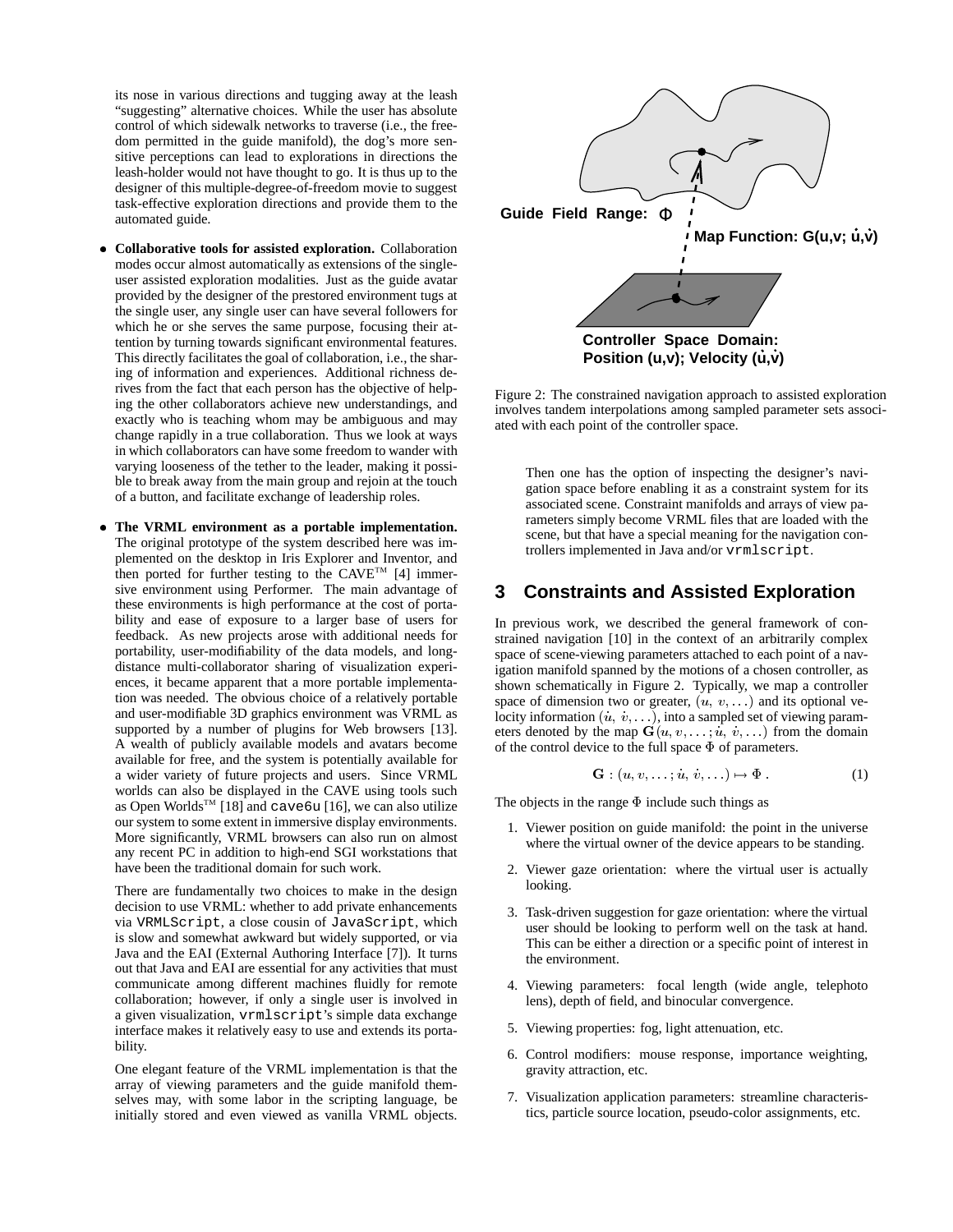its nose in various directions and tugging away at the leash "suggesting" alternative choices. While the user has absolute control of which sidewalk networks to traverse (i.e., the freedom permitted in the guide manifold), the dog's more sensitive perceptions can lead to explorations in directions the leash-holder would not have thought to go. It is thus up to the designer of this multiple-degree-of-freedom movie to suggest task-effective exploration directions and provide them to the automated guide.

- **Collaborative tools for assisted exploration.** Collaboration modes occur almost automatically as extensions of the single-user assisted exploration modalities. Just as the guide avatar provided by the designer of the prestored environment tugs at the single user, any single user can have several followers for which he or she serves the same purpose, focusing their attention by turning towards significant environmental features. This directly facilitates the goal of collaboration, i.e., the sharing of information and experiences. Additional richness derives from the fact that each person has the objective of helping the other collaborators achieve new understandings, and exactly who is teaching whom may be ambiguous and may change rapidly in a true collaboration. Thus we look at ways in which collaborators can have some freedom to wander with varying looseness of the tether to the leader, making it possible to break away from the main group and rejoin at the touch of a button, and facilitate exchange of leadership roles.

- **The VRML environment as a portable implementation.** The original prototype of the system described here was implemented on the desktop in Iris Explorer and Inventor, and then ported for further testing to the CAVE™ [4] immersive environment using Performer. The main advantage of these environments is high performance at the cost of portability and ease of exposure to a larger base of users for feedback. As new projects arose with additional needs for portability, user-modifiability of the data models, and long-distance multi-collaborator sharing of visualization experiences, it became apparent that a more portable implementation was needed. The obvious choice of a relatively portable and user-modifiable 3D graphics environment was VRML as supported by a number of plugins for Web browsers [13]. A wealth of publicly available models and avatars become available for free, and the system is potentially available for a wider variety of future projects and users. Since VRML worlds can also be displayed in the CAVE using tools such as Open Worlds™ [18] and `cave6u` [16], we can also utilize our system to some extent in immersive display environments. More significantly, VRML browsers can also run on almost any recent PC in addition to high-end SGI workstations that have been the traditional domain for such work.

  There are fundamentally two choices to make in the design decision to use VRML: whether to add private enhancements via `VRMLScript`, a close cousin of `JavaScript`, which is slow and somewhat awkward but widely supported, or via Java and the EAI (External Authoring Interface [7]). It turns out that Java and EAI are essential for any activities that must communicate among different machines fluidly for remote collaboration; however, if only a single user is involved in a given visualization, `vrmlscript`'s simple data exchange interface makes it relatively easy to use and extends its portability.

  One elegant feature of the VRML implementation is that the array of viewing parameters and the guide manifold themselves may, with some labor in the scripting language, be initially stored and even viewed as vanilla VRML objects. Then one has the option of inspecting the designer's navigation space before enabling it as a constraint system for its associated scene. Constraint manifolds and arrays of view parameters simply become VRML files that are loaded with the scene, but that have a special meaning for the navigation controllers implemented in Java and/or `vrmlscript`.

Guide Field Range: $\Phi$

Map Function: $G(u,v;\, \dot{u},\dot{v})$

Controller Space Domain:
Position $(u,v)$; Velocity $(\dot{u},\dot{v})$

Figure 2: The constrained navigation approach to assisted exploration involves tandem interpolations among sampled parameter sets associated with each point of the controller space.

## 3 Constraints and Assisted Exploration

In previous work, we described the general framework of constrained navigation [10] in the context of an arbitrarily complex space of scene-viewing parameters attached to each point of a navigation manifold spanned by the motions of a chosen controller, as shown schematically in Figure 2. Typically, we map a controller space of dimension two or greater, $(u,\, v, \ldots)$ and its optional velocity information $(\dot{u},\, \dot{v}, \ldots)$, into a sampled set of viewing parameters denoted by the map $\mathbf{G}(u, v, \ldots; \dot{u},\, \dot{v}, \ldots)$ from the domain of the control device to the full space $\Phi$ of parameters.

$$\mathbf{G} : (u, v, \ldots; \dot{u},\, \dot{v}, \ldots) \mapsto \Phi\,. \qquad (1)$$

The objects in the range $\Phi$ include such things as

1. Viewer position on guide manifold: the point in the universe where the virtual owner of the device appears to be standing.
2. Viewer gaze orientation: where the virtual user is actually looking.
3. Task-driven suggestion for gaze orientation: where the virtual user should be looking to perform well on the task at hand. This can be either a direction or a specific point of interest in the environment.
4. Viewing parameters: focal length (wide angle, telephoto lens), depth of field, and binocular convergence.
5. Viewing properties: fog, light attenuation, etc.
6. Control modifiers: mouse response, importance weighting, gravity attraction, etc.
7. Visualization application parameters: streamline characteristics, particle source location, pseudo-color assignments, etc.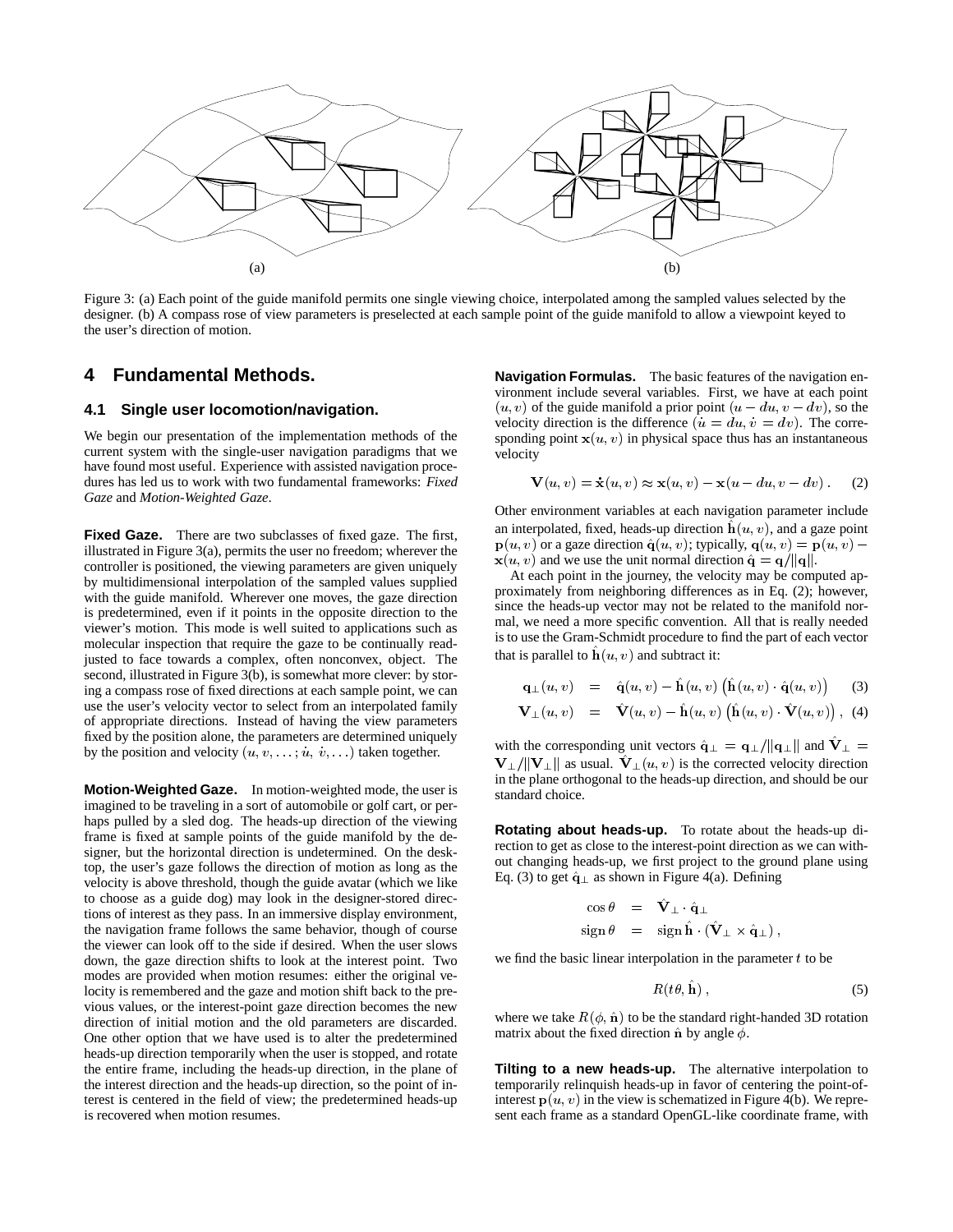Figure 3: (a) Each point of the guide manifold permits one single viewing choice, interpolated among the sampled values selected by the designer. (b) A compass rose of view parameters is preselected at each sample point of the guide manifold to allow a viewpoint keyed to the user's direction of motion.

## 4 Fundamental Methods.

### 4.1 Single user locomotion/navigation.

We begin our presentation of the implementation methods of the current system with the single-user navigation paradigms that we have found most useful. Experience with assisted navigation procedures has led us to work with two fundamental frameworks: *Fixed Gaze* and *Motion-Weighted Gaze*.

**Fixed Gaze.** There are two subclasses of fixed gaze. The first, illustrated in Figure 3(a), permits the user no freedom; wherever the controller is positioned, the viewing parameters are given uniquely by multidimensional interpolation of the sampled values supplied with the guide manifold. Wherever one moves, the gaze direction is predetermined, even if it points in the opposite direction to the viewer's motion. This mode is well suited to applications such as molecular inspection that require the gaze to be continually readjusted to face towards a complex, often nonconvex, object. The second, illustrated in Figure 3(b), is somewhat more clever: by storing a compass rose of fixed directions at each sample point, we can use the user's velocity vector to select from an interpolated family of appropriate directions. Instead of having the view parameters fixed by the position alone, the parameters are determined uniquely by the position and velocity $(u, v, \ldots; \dot{u}, \dot{v}, \ldots)$ taken together.

**Motion-Weighted Gaze.** In motion-weighted mode, the user is imagined to be traveling in a sort of automobile or golf cart, or perhaps pulled by a sled dog. The heads-up direction of the viewing frame is fixed at sample points of the guide manifold by the designer, but the horizontal direction is undetermined. On the desktop, the user's gaze follows the direction of motion as long as the velocity is above threshold, though the guide avatar (which we like to choose as a guide dog) may look in the designer-stored directions of interest as they pass. In an immersive display environment, the navigation frame follows the same behavior, though of course the viewer can look off to the side if desired. When the user slows down, the gaze direction shifts to look at the interest point. Two modes are provided when motion resumes: either the original velocity is remembered and the gaze and motion shift back to the previous values, or the interest-point gaze direction becomes the new direction of initial motion and the old parameters are discarded. One other option that we have used is to alter the predetermined heads-up direction temporarily when the user is stopped, and rotate the entire frame, including the heads-up direction, in the plane of the interest direction and the heads-up direction, so the point of interest is centered in the field of view; the predetermined heads-up is recovered when motion resumes.

**Navigation Formulas.** The basic features of the navigation environment include several variables. First, we have at each point $(u, v)$ of the guide manifold a prior point $(u - du, v - dv)$, so the velocity direction is the difference $(\dot{u} = du, \dot{v} = dv)$. The corresponding point $\mathbf{x}(u, v)$ in physical space thus has an instantaneous velocity

$$\mathbf{V}(u, v) = \dot{\mathbf{x}}(u, v) \approx \mathbf{x}(u, v) - \mathbf{x}(u - du, v - dv) \, . \quad (2)$$

Other environment variables at each navigation parameter include an interpolated, fixed, heads-up direction $\hat{\mathbf{h}}(u, v)$, and a gaze point $\mathbf{p}(u, v)$ or a gaze direction $\hat{\mathbf{q}}(u, v)$; typically, $\mathbf{q}(u, v) = \mathbf{p}(u, v) - \mathbf{x}(u, v)$ and we use the unit normal direction $\hat{\mathbf{q}} = \mathbf{q}/\|\mathbf{q}\|$.

At each point in the journey, the velocity may be computed approximately from neighboring differences as in Eq. (2); however, since the heads-up vector may not be related to the manifold normal, we need a more specific convention. All that is really needed is to use the Gram-Schmidt procedure to find the part of each vector that is parallel to $\hat{\mathbf{h}}(u, v)$ and subtract it:

$$\mathbf{q}_{\perp}(u, v) = \hat{\mathbf{q}}(u, v) - \hat{\mathbf{h}}(u, v) \left( \hat{\mathbf{h}}(u, v) \cdot \hat{\mathbf{q}}(u, v) \right) \quad (3)$$

$$\mathbf{V}_{\perp}(u, v) = \hat{\mathbf{V}}(u, v) - \hat{\mathbf{h}}(u, v) \left( \hat{\mathbf{h}}(u, v) \cdot \hat{\mathbf{V}}(u, v) \right) , \quad (4)$$

with the corresponding unit vectors $\hat{\mathbf{q}}_{\perp} = \mathbf{q}_{\perp}/\|\mathbf{q}_{\perp}\|$ and $\hat{\mathbf{V}}_{\perp} = \mathbf{V}_{\perp}/\|\mathbf{V}_{\perp}\|$ as usual. $\hat{\mathbf{V}}_{\perp}(u, v)$ is the corrected velocity direction in the plane orthogonal to the heads-up direction, and should be our standard choice.

**Rotating about heads-up.** To rotate about the heads-up direction to get as close to the interest-point direction as we can without changing heads-up, we first project to the ground plane using Eq. (3) to get $\hat{\mathbf{q}}_{\perp}$ as shown in Figure 4(a). Defining

$$\cos\theta = \hat{\mathbf{V}}_{\perp} \cdot \hat{\mathbf{q}}_{\perp}$$

$$\operatorname{sign}\theta = \operatorname{sign}\hat{\mathbf{h}} \cdot (\hat{\mathbf{V}}_{\perp} \times \hat{\mathbf{q}}_{\perp}) \, ,$$

we find the basic linear interpolation in the parameter $t$ to be

$$R(t\theta, \hat{\mathbf{h}}) \, , \quad (5)$$

where we take $R(\phi, \hat{\mathbf{n}})$ to be the standard right-handed 3D rotation matrix about the fixed direction $\hat{\mathbf{n}}$ by angle $\phi$.

**Tilting to a new heads-up.** The alternative interpolation to temporarily relinquish heads-up in favor of centering the point-of-interest $\mathbf{p}(u, v)$ in the view is schematized in Figure 4(b). We represent each frame as a standard OpenGL-like coordinate frame, with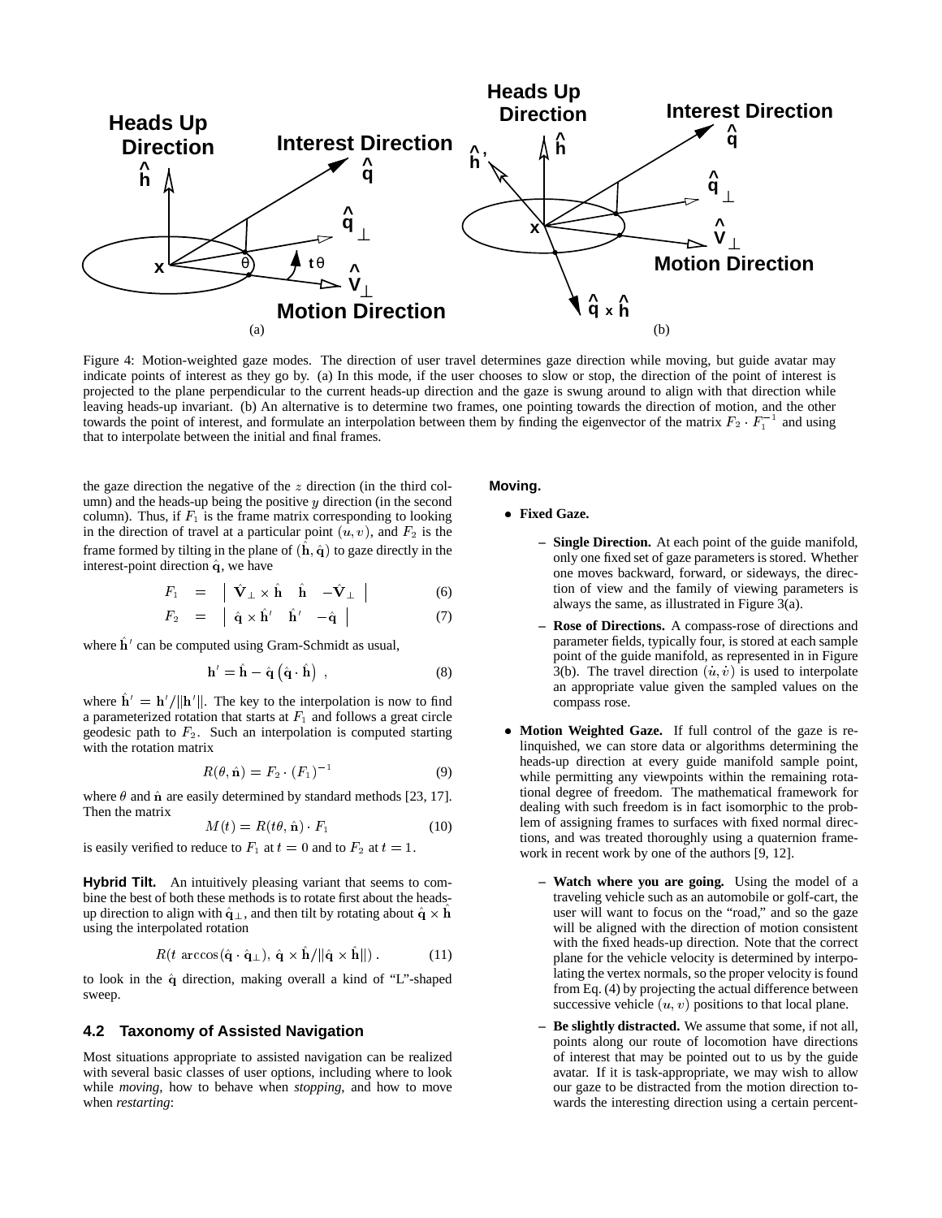Figure 4: Motion-weighted gaze modes. The direction of user travel determines gaze direction while moving, but guide avatar may indicate points of interest as they go by. (a) In this mode, if the user chooses to slow or stop, the direction of the point of interest is projected to the plane perpendicular to the current heads-up direction and the gaze is swung around to align with that direction while leaving heads-up invariant. (b) An alternative is to determine two frames, one pointing towards the direction of motion, and the other towards the point of interest, and formulate an interpolation between them by finding the eigenvector of the matrix $F_2 \cdot F_1^{-1}$ and using that to interpolate between the initial and final frames.

the gaze direction the negative of the $z$ direction (in the third column) and the heads-up being the positive $y$ direction (in the second column). Thus, if $F_1$ is the frame matrix corresponding to looking in the direction of travel at a particular point $(u, v)$, and $F_2$ is the frame formed by tilting in the plane of $(\hat{\mathbf{h}}, \hat{\mathbf{q}})$ to gaze directly in the interest-point direction $\hat{\mathbf{q}}$, we have

$$F_1 = \left| \begin{array}{ccc} \hat{\mathbf{V}}_\perp \times \hat{\mathbf{h}} & \hat{\mathbf{h}} & -\hat{\mathbf{V}}_\perp \end{array} \right| \tag{6}$$

$$F_2 = \left| \begin{array}{ccc} \hat{\mathbf{q}} \times \hat{\mathbf{h}}' & \hat{\mathbf{h}}' & -\hat{\mathbf{q}} \end{array} \right| \tag{7}$$

where $\hat{\mathbf{h}}'$ can be computed using Gram-Schmidt as usual,

$$\mathbf{h}' = \hat{\mathbf{h}} - \hat{\mathbf{q}} \left( \hat{\mathbf{q}} \cdot \hat{\mathbf{h}} \right) , \tag{8}$$

where $\hat{\mathbf{h}}' = \mathbf{h}'/\|\mathbf{h}'\|$. The key to the interpolation is now to find a parameterized rotation that starts at $F_1$ and follows a great circle geodesic path to $F_2$. Such an interpolation is computed starting with the rotation matrix

$$R(\theta, \hat{\mathbf{n}}) = F_2 \cdot (F_1)^{-1} \tag{9}$$

where $\theta$ and $\hat{\mathbf{n}}$ are easily determined by standard methods [23, 17]. Then the matrix

$$M(t) = R(t\theta, \hat{\mathbf{n}}) \cdot F_1 \tag{10}$$

is easily verified to reduce to $F_1$ at $t = 0$ and to $F_2$ at $t = 1$.

**Hybrid Tilt.** An intuitively pleasing variant that seems to combine the best of both these methods is to rotate first about the heads-up direction to align with $\hat{\mathbf{q}}_\perp$, and then tilt by rotating about $\hat{\mathbf{q}} \times \hat{\mathbf{h}}$ using the interpolated rotation

$$R(t \, \arccos(\hat{\mathbf{q}} \cdot \hat{\mathbf{q}}_\perp), \, \hat{\mathbf{q}} \times \hat{\mathbf{h}}/\|\hat{\mathbf{q}} \times \hat{\mathbf{h}}\|) \, . \tag{11}$$

to look in the $\hat{\mathbf{q}}$ direction, making overall a kind of "L"-shaped sweep.

## 4.2 Taxonomy of Assisted Navigation

Most situations appropriate to assisted navigation can be realized with several basic classes of user options, including where to look while *moving*, how to behave when *stopping*, and how to move when *restarting*:

**Moving.**

- **Fixed Gaze.**
  - **Single Direction.** At each point of the guide manifold, only one fixed set of gaze parameters is stored. Whether one moves backward, forward, or sideways, the direction of view and the family of viewing parameters is always the same, as illustrated in Figure 3(a).
  - **Rose of Directions.** A compass-rose of directions and parameter fields, typically four, is stored at each sample point of the guide manifold, as represented in in Figure 3(b). The travel direction $(\dot{u}, \dot{v})$ is used to interpolate an appropriate value given the sampled values on the compass rose.
- **Motion Weighted Gaze.** If full control of the gaze is relinquished, we can store data or algorithms determining the heads-up direction at every guide manifold sample point, while permitting any viewpoints within the remaining rotational degree of freedom. The mathematical framework for dealing with such freedom is in fact isomorphic to the problem of assigning frames to surfaces with fixed normal directions, and was treated thoroughly using a quaternion framework in recent work by one of the authors [9, 12].
  - **Watch where you are going.** Using the model of a traveling vehicle such as an automobile or golf-cart, the user will want to focus on the "road," and so the gaze will be aligned with the direction of motion consistent with the fixed heads-up direction. Note that the correct plane for the vehicle velocity is determined by interpolating the vertex normals, so the proper velocity is found from Eq. (4) by projecting the actual difference between successive vehicle $(u, v)$ positions to that local plane.
  - **Be slightly distracted.** We assume that some, if not all, points along our route of locomotion have directions of interest that may be pointed out to us by the guide avatar. If it is task-appropriate, we may wish to allow our gaze to be distracted from the motion direction towards the interesting direction using a certain percent-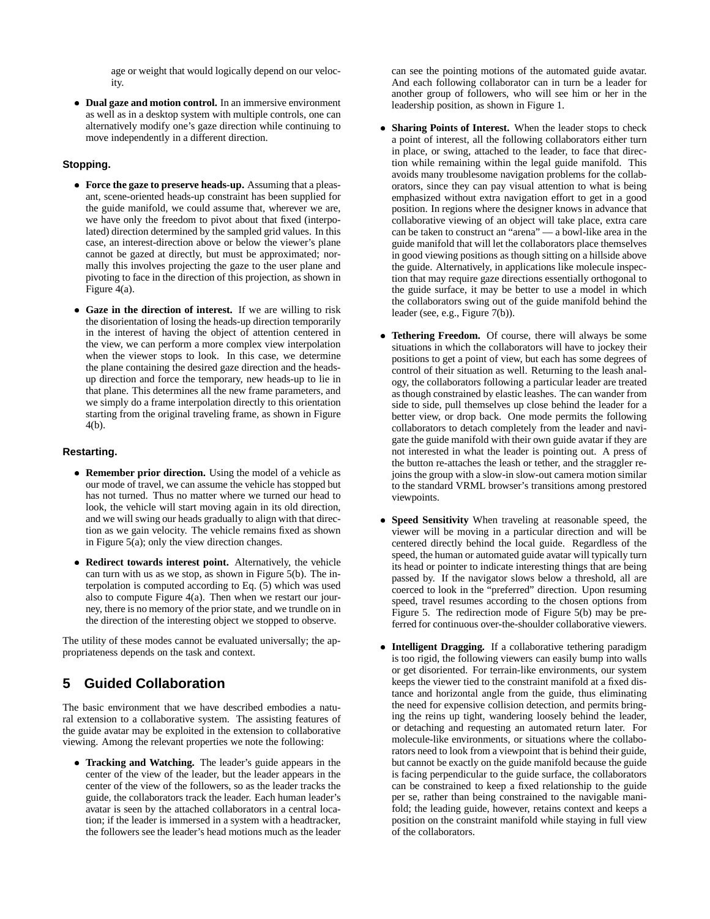age or weight that would logically depend on our velocity.

- **Dual gaze and motion control.** In an immersive environment as well as in a desktop system with multiple controls, one can alternatively modify one's gaze direction while continuing to move independently in a different direction.

### Stopping.

- **Force the gaze to preserve heads-up.** Assuming that a pleasant, scene-oriented heads-up constraint has been supplied for the guide manifold, we could assume that, wherever we are, we have only the freedom to pivot about that fixed (interpolated) direction determined by the sampled grid values. In this case, an interest-direction above or below the viewer's plane cannot be gazed at directly, but must be approximated; normally this involves projecting the gaze to the user plane and pivoting to face in the direction of this projection, as shown in Figure 4(a).

- **Gaze in the direction of interest.** If we are willing to risk the disorientation of losing the heads-up direction temporarily in the interest of having the object of attention centered in the view, we can perform a more complex view interpolation when the viewer stops to look. In this case, we determine the plane containing the desired gaze direction and the heads-up direction and force the temporary, new heads-up to lie in that plane. This determines all the new frame parameters, and we simply do a frame interpolation directly to this orientation starting from the original traveling frame, as shown in Figure 4(b).

### Restarting.

- **Remember prior direction.** Using the model of a vehicle as our mode of travel, we can assume the vehicle has stopped but has not turned. Thus no matter where we turned our head to look, the vehicle will start moving again in its old direction, and we will swing our heads gradually to align with that direction as we gain velocity. The vehicle remains fixed as shown in Figure 5(a); only the view direction changes.

- **Redirect towards interest point.** Alternatively, the vehicle can turn with us as we stop, as shown in Figure 5(b). The interpolation is computed according to Eq. (5) which was used also to compute Figure 4(a). Then when we restart our journey, there is no memory of the prior state, and we trundle on in the direction of the interesting object we stopped to observe.

The utility of these modes cannot be evaluated universally; the appropriateness depends on the task and context.

## 5 Guided Collaboration

The basic environment that we have described embodies a natural extension to a collaborative system. The assisting features of the guide avatar may be exploited in the extension to collaborative viewing. Among the relevant properties we note the following:

- **Tracking and Watching.** The leader's guide appears in the center of the view of the leader, but the leader appears in the center of the view of the followers, so as the leader tracks the guide, the collaborators track the leader. Each human leader's avatar is seen by the attached collaborators in a central location; if the leader is immersed in a system with a headtracker, the followers see the leader's head motions much as the leader can see the pointing motions of the automated guide avatar. And each following collaborator can in turn be a leader for another group of followers, who will see him or her in the leadership position, as shown in Figure 1.

- **Sharing Points of Interest.** When the leader stops to check a point of interest, all the following collaborators either turn in place, or swing, attached to the leader, to face that direction while remaining within the legal guide manifold. This avoids many troublesome navigation problems for the collaborators, since they can pay visual attention to what is being emphasized without extra navigation effort to get in a good position. In regions where the designer knows in advance that collaborative viewing of an object will take place, extra care can be taken to construct an "arena" — a bowl-like area in the guide manifold that will let the collaborators place themselves in good viewing positions as though sitting on a hillside above the guide. Alternatively, in applications like molecule inspection that may require gaze directions essentially orthogonal to the guide surface, it may be better to use a model in which the collaborators swing out of the guide manifold behind the leader (see, e.g., Figure 7(b)).

- **Tethering Freedom.** Of course, there will always be some situations in which the collaborators will have to jockey their positions to get a point of view, but each has some degrees of control of their situation as well. Returning to the leash analogy, the collaborators following a particular leader are treated as though constrained by elastic leashes. The can wander from side to side, pull themselves up close behind the leader for a better view, or drop back. One mode permits the following collaborators to detach completely from the leader and navigate the guide manifold with their own guide avatar if they are not interested in what the leader is pointing out. A press of the button re-attaches the leash or tether, and the straggler rejoins the group with a slow-in slow-out camera motion similar to the standard VRML browser's transitions among prestored viewpoints.

- **Speed Sensitivity** When traveling at reasonable speed, the viewer will be moving in a particular direction and will be centered directly behind the local guide. Regardless of the speed, the human or automated guide avatar will typically turn its head or pointer to indicate interesting things that are being passed by. If the navigator slows below a threshold, all are coerced to look in the "preferred" direction. Upon resuming speed, travel resumes according to the chosen options from Figure 5. The redirection mode of Figure 5(b) may be preferred for continuous over-the-shoulder collaborative viewers.

- **Intelligent Dragging.** If a collaborative tethering paradigm is too rigid, the following viewers can easily bump into walls or get disoriented. For terrain-like environments, our system keeps the viewer tied to the constraint manifold at a fixed distance and horizontal angle from the guide, thus eliminating the need for expensive collision detection, and permits bringing the reins up tight, wandering loosely behind the leader, or detaching and requesting an automated return later. For molecule-like environments, or situations where the collaborators need to look from a viewpoint that is behind their guide, but cannot be exactly on the guide manifold because the guide is facing perpendicular to the guide surface, the collaborators can be constrained to keep a fixed relationship to the guide per se, rather than being constrained to the navigable manifold; the leading guide, however, retains context and keeps a position on the constraint manifold while staying in full view of the collaborators.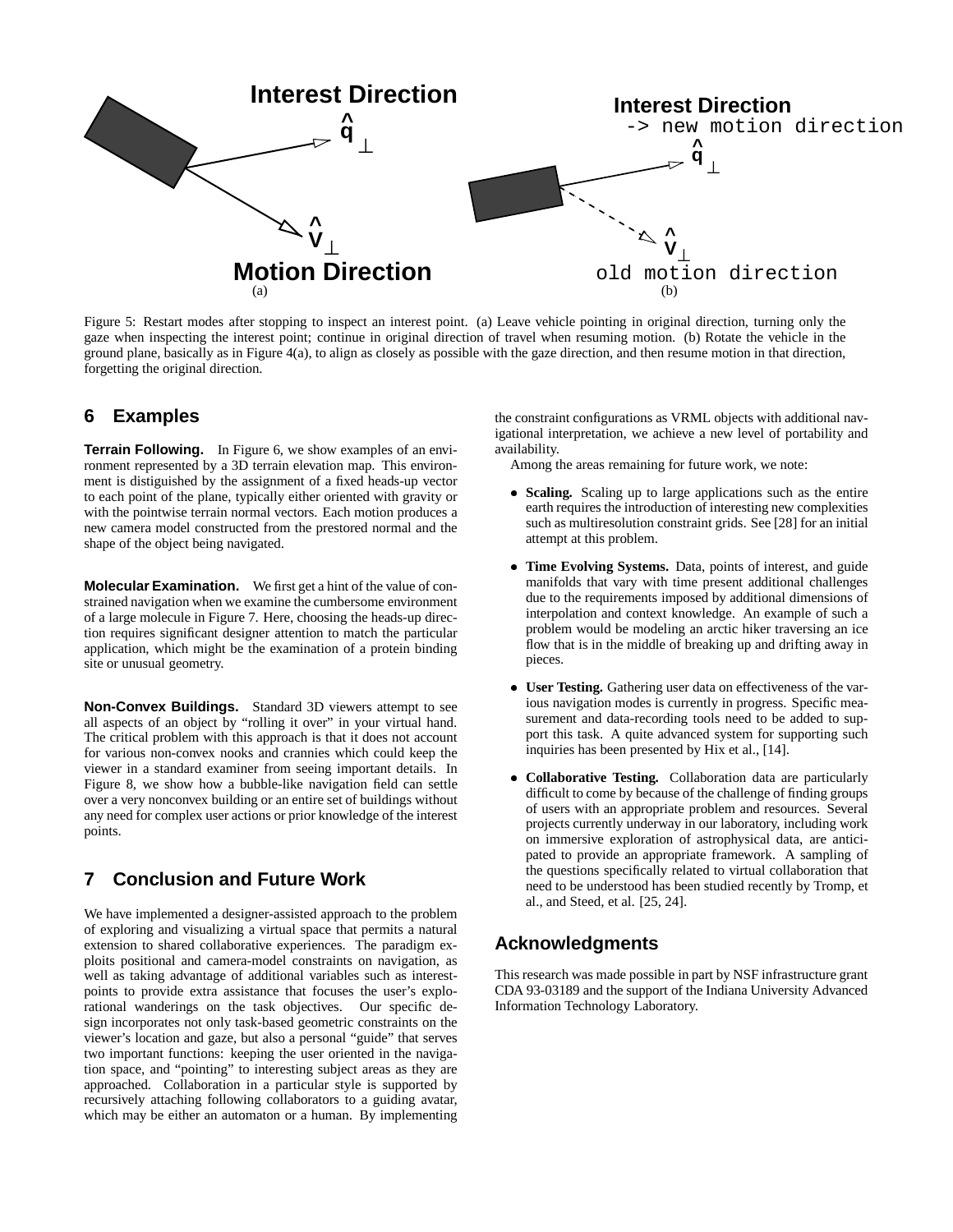Interest Direction

$\hat{q}_{\perp}$

$\hat{V}_{\perp}$

Motion Direction

(a)

Interest Direction
-> new motion direction

$\hat{q}_{\perp}$

$\hat{V}_{\perp}$

old motion direction

(b)

Figure 5: Restart modes after stopping to inspect an interest point. (a) Leave vehicle pointing in original direction, turning only the gaze when inspecting the interest point; continue in original direction of travel when resuming motion. (b) Rotate the vehicle in the ground plane, basically as in Figure 4(a), to align as closely as possible with the gaze direction, and then resume motion in that direction, forgetting the original direction.

## 6 Examples

**Terrain Following.** In Figure 6, we show examples of an environment represented by a 3D terrain elevation map. This environment is distiguished by the assignment of a fixed heads-up vector to each point of the plane, typically either oriented with gravity or with the pointwise terrain normal vectors. Each motion produces a new camera model constructed from the prestored normal and the shape of the object being navigated.

**Molecular Examination.** We first get a hint of the value of constrained navigation when we examine the cumbersome environment of a large molecule in Figure 7. Here, choosing the heads-up direction requires significant designer attention to match the particular application, which might be the examination of a protein binding site or unusual geometry.

**Non-Convex Buildings.** Standard 3D viewers attempt to see all aspects of an object by "rolling it over" in your virtual hand. The critical problem with this approach is that it does not account for various non-convex nooks and crannies which could keep the viewer in a standard examiner from seeing important details. In Figure 8, we show how a bubble-like navigation field can settle over a very nonconvex building or an entire set of buildings without any need for complex user actions or prior knowledge of the interest points.

## 7 Conclusion and Future Work

We have implemented a designer-assisted approach to the problem of exploring and visualizing a virtual space that permits a natural extension to shared collaborative experiences. The paradigm exploits positional and camera-model constraints on navigation, as well as taking advantage of additional variables such as interest-points to provide extra assistance that focuses the user's explorational wanderings on the task objectives. Our specific design incorporates not only task-based geometric constraints on the viewer's location and gaze, but also a personal "guide" that serves two important functions: keeping the user oriented in the navigation space, and "pointing" to interesting subject areas as they are approached. Collaboration in a particular style is supported by recursively attaching following collaborators to a guiding avatar, which may be either an automaton or a human. By implementing the constraint configurations as VRML objects with additional navigational interpretation, we achieve a new level of portability and availability.

Among the areas remaining for future work, we note:

- **Scaling.** Scaling up to large applications such as the entire earth requires the introduction of interesting new complexities such as multiresolution constraint grids. See [28] for an initial attempt at this problem.
- **Time Evolving Systems.** Data, points of interest, and guide manifolds that vary with time present additional challenges due to the requirements imposed by additional dimensions of interpolation and context knowledge. An example of such a problem would be modeling an arctic hiker traversing an ice flow that is in the middle of breaking up and drifting away in pieces.
- **User Testing.** Gathering user data on effectiveness of the various navigation modes is currently in progress. Specific measurement and data-recording tools need to be added to support this task. A quite advanced system for supporting such inquiries has been presented by Hix et al., [14].
- **Collaborative Testing.** Collaboration data are particularly difficult to come by because of the challenge of finding groups of users with an appropriate problem and resources. Several projects currently underway in our laboratory, including work on immersive exploration of astrophysical data, are anticipated to provide an appropriate framework. A sampling of the questions specifically related to virtual collaboration that need to be understood has been studied recently by Tromp, et al., and Steed, et al. [25, 24].

## Acknowledgments

This research was made possible in part by NSF infrastructure grant CDA 93-03189 and the support of the Indiana University Advanced Information Technology Laboratory.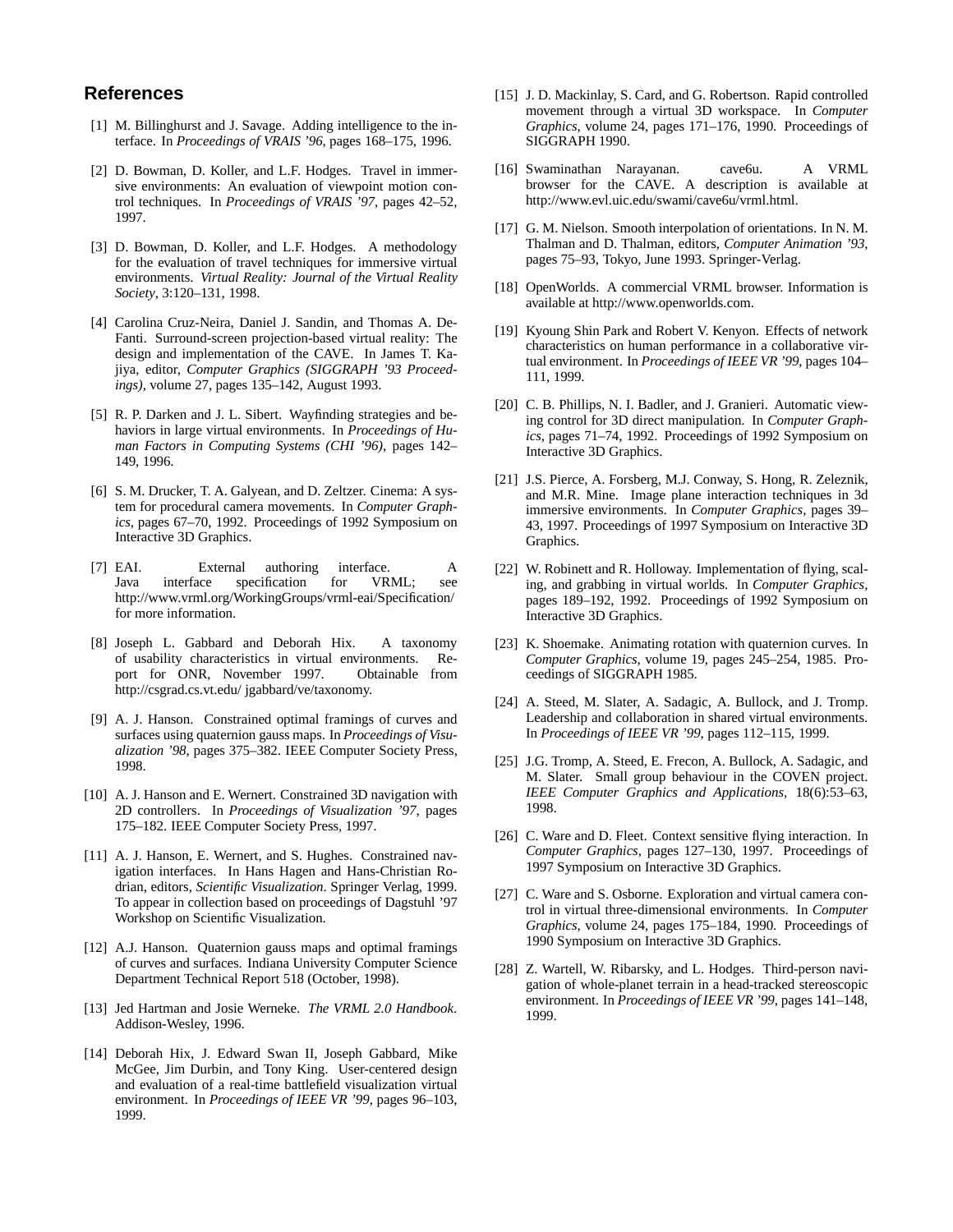## References

[1] M. Billinghurst and J. Savage. Adding intelligence to the interface. In *Proceedings of VRAIS '96*, pages 168–175, 1996.

[2] D. Bowman, D. Koller, and L.F. Hodges. Travel in immersive environments: An evaluation of viewpoint motion control techniques. In *Proceedings of VRAIS '97*, pages 42–52, 1997.

[3] D. Bowman, D. Koller, and L.F. Hodges. A methodology for the evaluation of travel techniques for immersive virtual environments. *Virtual Reality: Journal of the Virtual Reality Society*, 3:120–131, 1998.

[4] Carolina Cruz-Neira, Daniel J. Sandin, and Thomas A. DeFanti. Surround-screen projection-based virtual reality: The design and implementation of the CAVE. In James T. Kajiya, editor, *Computer Graphics (SIGGRAPH '93 Proceedings)*, volume 27, pages 135–142, August 1993.

[5] R. P. Darken and J. L. Sibert. Wayfinding strategies and behaviors in large virtual environments. In *Proceedings of Human Factors in Computing Systems (CHI '96)*, pages 142–149, 1996.

[6] S. M. Drucker, T. A. Galyean, and D. Zeltzer. Cinema: A system for procedural camera movements. In *Computer Graphics*, pages 67–70, 1992. Proceedings of 1992 Symposium on Interactive 3D Graphics.

[7] EAI. External authoring interface. A Java interface specification for VRML; see http://www.vrml.org/WorkingGroups/vrml-eai/Specification/ for more information.

[8] Joseph L. Gabbard and Deborah Hix. A taxonomy of usability characteristics in virtual environments. Report for ONR, November 1997. Obtainable from http://csgrad.cs.vt.edu/ jgabbard/ve/taxonomy.

[9] A. J. Hanson. Constrained optimal framings of curves and surfaces using quaternion gauss maps. In *Proceedings of Visualization '98*, pages 375–382. IEEE Computer Society Press, 1998.

[10] A. J. Hanson and E. Wernert. Constrained 3D navigation with 2D controllers. In *Proceedings of Visualization '97*, pages 175–182. IEEE Computer Society Press, 1997.

[11] A. J. Hanson, E. Wernert, and S. Hughes. Constrained navigation interfaces. In Hans Hagen and Hans-Christian Rodrian, editors, *Scientific Visualization*. Springer Verlag, 1999. To appear in collection based on proceedings of Dagstuhl '97 Workshop on Scientific Visualization.

[12] A.J. Hanson. Quaternion gauss maps and optimal framings of curves and surfaces. Indiana University Computer Science Department Technical Report 518 (October, 1998).

[13] Jed Hartman and Josie Werneke. *The VRML 2.0 Handbook*. Addison-Wesley, 1996.

[14] Deborah Hix, J. Edward Swan II, Joseph Gabbard, Mike McGee, Jim Durbin, and Tony King. User-centered design and evaluation of a real-time battlefield visualization virtual environment. In *Proceedings of IEEE VR '99*, pages 96–103, 1999.

[15] J. D. Mackinlay, S. Card, and G. Robertson. Rapid controlled movement through a virtual 3D workspace. In *Computer Graphics*, volume 24, pages 171–176, 1990. Proceedings of SIGGRAPH 1990.

[16] Swaminathan Narayanan. cave6u. A VRML browser for the CAVE. A description is available at http://www.evl.uic.edu/swami/cave6u/vrml.html.

[17] G. M. Nielson. Smooth interpolation of orientations. In N. M. Thalman and D. Thalman, editors, *Computer Animation '93*, pages 75–93, Tokyo, June 1993. Springer-Verlag.

[18] OpenWorlds. A commercial VRML browser. Information is available at http://www.openworlds.com.

[19] Kyoung Shin Park and Robert V. Kenyon. Effects of network characteristics on human performance in a collaborative virtual environment. In *Proceedings of IEEE VR '99*, pages 104–111, 1999.

[20] C. B. Phillips, N. I. Badler, and J. Granieri. Automatic viewing control for 3D direct manipulation. In *Computer Graphics*, pages 71–74, 1992. Proceedings of 1992 Symposium on Interactive 3D Graphics.

[21] J.S. Pierce, A. Forsberg, M.J. Conway, S. Hong, R. Zeleznik, and M.R. Mine. Image plane interaction techniques in 3d immersive environments. In *Computer Graphics*, pages 39–43, 1997. Proceedings of 1997 Symposium on Interactive 3D Graphics.

[22] W. Robinett and R. Holloway. Implementation of flying, scaling, and grabbing in virtual worlds. In *Computer Graphics*, pages 189–192, 1992. Proceedings of 1992 Symposium on Interactive 3D Graphics.

[23] K. Shoemake. Animating rotation with quaternion curves. In *Computer Graphics*, volume 19, pages 245–254, 1985. Proceedings of SIGGRAPH 1985.

[24] A. Steed, M. Slater, A. Sadagic, A. Bullock, and J. Tromp. Leadership and collaboration in shared virtual environments. In *Proceedings of IEEE VR '99*, pages 112–115, 1999.

[25] J.G. Tromp, A. Steed, E. Frecon, A. Bullock, A. Sadagic, and M. Slater. Small group behaviour in the COVEN project. *IEEE Computer Graphics and Applications*, 18(6):53–63, 1998.

[26] C. Ware and D. Fleet. Context sensitive flying interaction. In *Computer Graphics*, pages 127–130, 1997. Proceedings of 1997 Symposium on Interactive 3D Graphics.

[27] C. Ware and S. Osborne. Exploration and virtual camera control in virtual three-dimensional environments. In *Computer Graphics*, volume 24, pages 175–184, 1990. Proceedings of 1990 Symposium on Interactive 3D Graphics.

[28] Z. Wartell, W. Ribarsky, and L. Hodges. Third-person navigation of whole-planet terrain in a head-tracked stereoscopic environment. In *Proceedings of IEEE VR '99*, pages 141–148, 1999.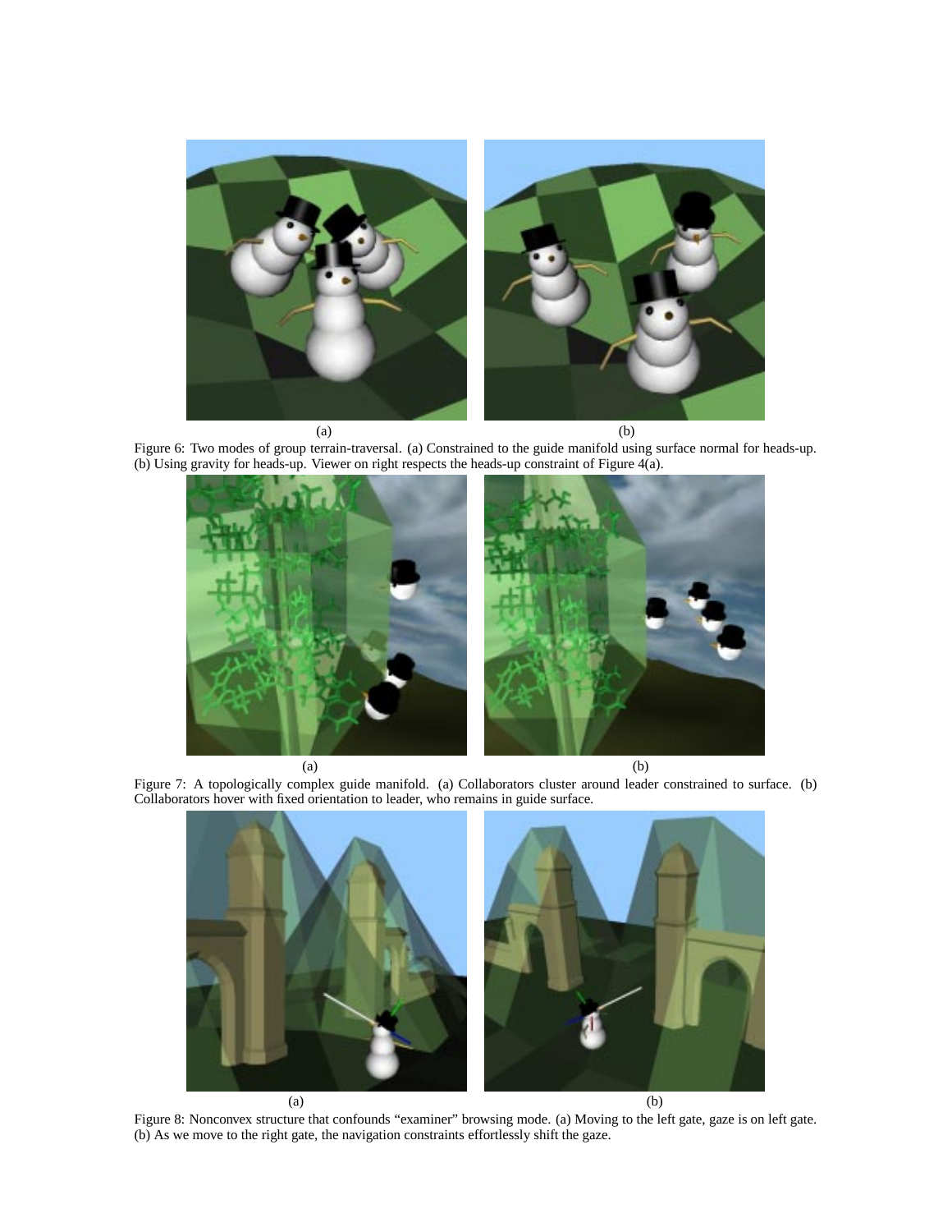(a) (b)

Figure 6: Two modes of group terrain-traversal. (a) Constrained to the guide manifold using surface normal for heads-up. (b) Using gravity for heads-up. Viewer on right respects the heads-up constraint of Figure 4(a).

(a) (b)

Figure 7: A topologically complex guide manifold. (a) Collaborators cluster around leader constrained to surface. (b) Collaborators hover with fixed orientation to leader, who remains in guide surface.

(a) (b)

Figure 8: Nonconvex structure that confounds "examiner" browsing mode. (a) Moving to the left gate, gaze is on left gate. (b) As we move to the right gate, the navigation constraints effortlessly shift the gaze.